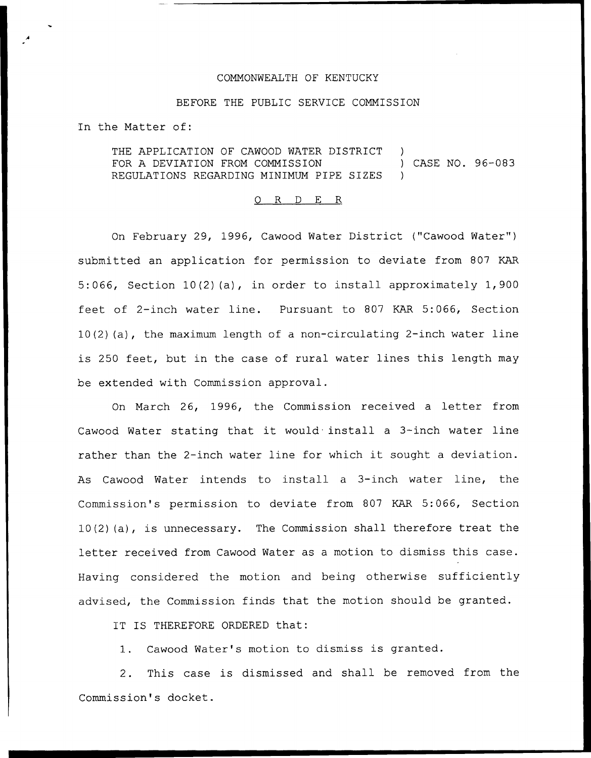COMMONWEALTH OF KENTUCKY

BEFORE THE PUBLIC SERVICE COMMISSION

In the Matter of:

THE APPLICATION OF CAWOOD WATER DISTRICT )
FOR A DEVIATION FROM COMMISSION ) CASE NO. 96-083
REGULATIONS REGARDING MINIMUM PIPE SIZES )

O R D E R

On February 29, 1996, Cawood Water District ("Cawood Water") submitted an application for permission to deviate from 807 KAR 5:066, Section 10(2)(a), in order to install approximately 1,900 feet of 2-inch water line. Pursuant to 807 KAR 5:066, Section 10(2)(a), the maximum length of a non-circulating 2-inch water line is 250 feet, but in the case of rural water lines this length may be extended with Commission approval.

On March 26, 1996, the Commission received a letter from Cawood Water stating that it would install a 3-inch water line rather than the 2-inch water line for which it sought a deviation. As Cawood Water intends to install a 3-inch water line, the Commission's permission to deviate from 807 KAR 5:066, Section 10(2)(a), is unnecessary. The Commission shall therefore treat the letter received from Cawood Water as a motion to dismiss this case. Having considered the motion and being otherwise sufficiently advised, the Commission finds that the motion should be granted.

IT IS THEREFORE ORDERED that:

1. Cawood Water's motion to dismiss is granted.

2. This case is dismissed and shall be removed from the Commission's docket.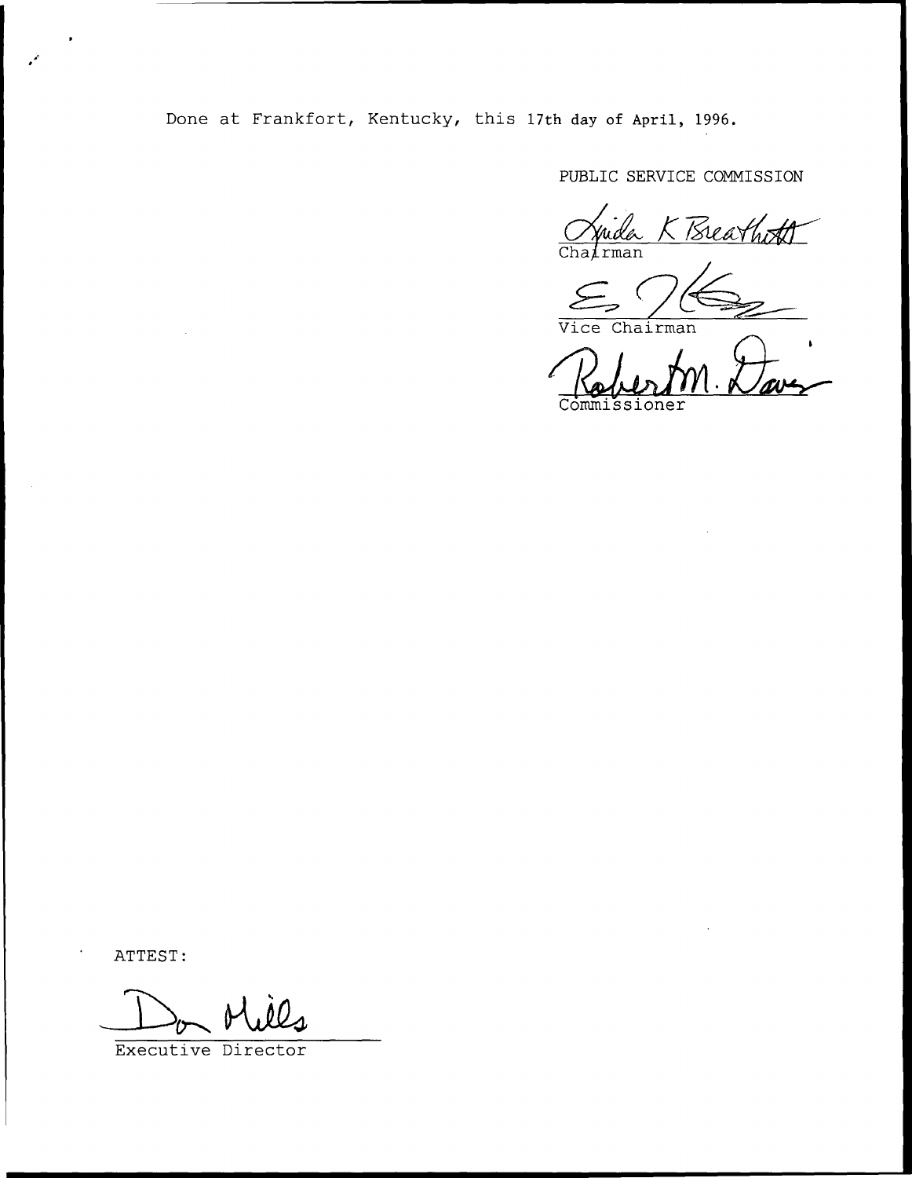Done at Frankfort, Kentucky, this 17th day of April, 1996.

PUBLIC SERVICE COMMISSION

Chairman

Vice Chairman

Commissioner

ATTEST:

Executive Director